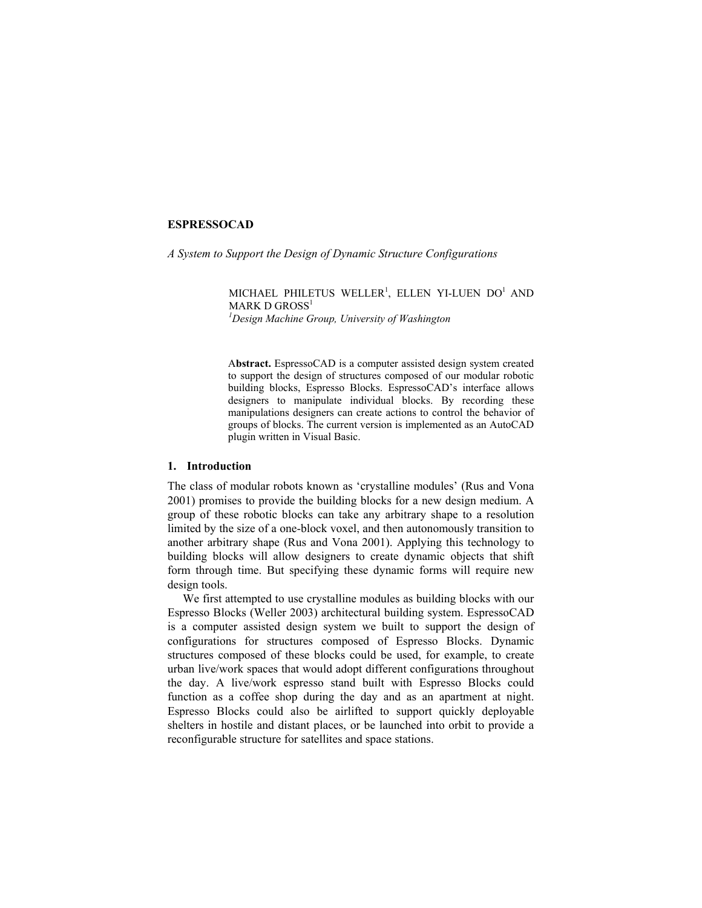# ESPRESSOCAD

*A System to Support the Design of Dynamic Structure Configurations*

MICHAEL PHILETUS WELLER[1], ELLEN YI-LUEN DO[1] AND MARK D GROSS[1]
[1]*Design Machine Group, University of Washington*

**Abstract.** EspressoCAD is a computer assisted design system created to support the design of structures composed of our modular robotic building blocks, Espresso Blocks. EspressoCAD's interface allows designers to manipulate individual blocks. By recording these manipulations designers can create actions to control the behavior of groups of blocks. The current version is implemented as an AutoCAD plugin written in Visual Basic.

## 1. Introduction

The class of modular robots known as 'crystalline modules' (Rus and Vona 2001) promises to provide the building blocks for a new design medium. A group of these robotic blocks can take any arbitrary shape to a resolution limited by the size of a one-block voxel, and then autonomously transition to another arbitrary shape (Rus and Vona 2001). Applying this technology to building blocks will allow designers to create dynamic objects that shift form through time. But specifying these dynamic forms will require new design tools.

We first attempted to use crystalline modules as building blocks with our Espresso Blocks (Weller 2003) architectural building system. EspressoCAD is a computer assisted design system we built to support the design of configurations for structures composed of Espresso Blocks. Dynamic structures composed of these blocks could be used, for example, to create urban live/work spaces that would adopt different configurations throughout the day. A live/work espresso stand built with Espresso Blocks could function as a coffee shop during the day and as an apartment at night. Espresso Blocks could also be airlifted to support quickly deployable shelters in hostile and distant places, or be launched into orbit to provide a reconfigurable structure for satellites and space stations.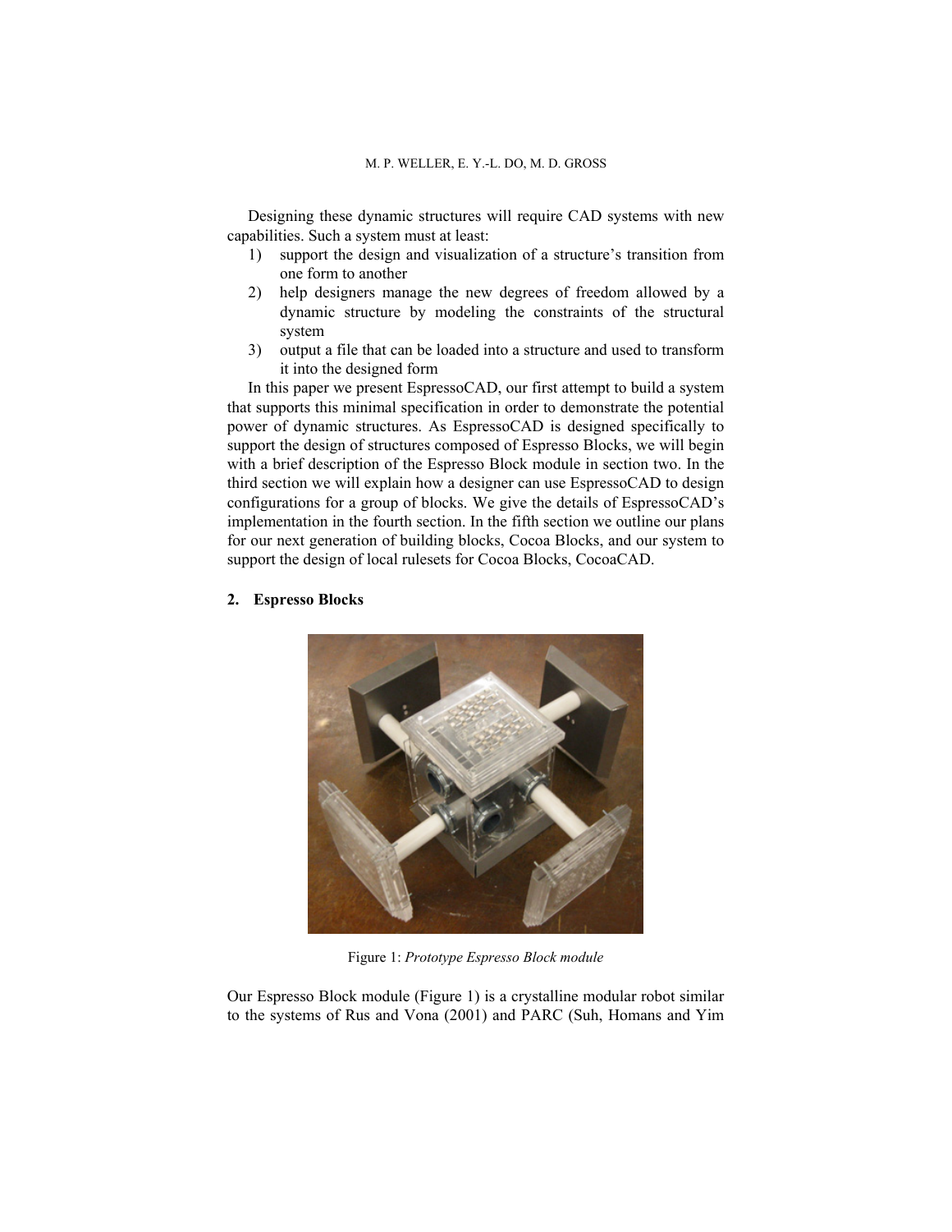Designing these dynamic structures will require CAD systems with new capabilities. Such a system must at least:

1) support the design and visualization of a structure's transition from one form to another
2) help designers manage the new degrees of freedom allowed by a dynamic structure by modeling the constraints of the structural system
3) output a file that can be loaded into a structure and used to transform it into the designed form

In this paper we present EspressoCAD, our first attempt to build a system that supports this minimal specification in order to demonstrate the potential power of dynamic structures. As EspressoCAD is designed specifically to support the design of structures composed of Espresso Blocks, we will begin with a brief description of the Espresso Block module in section two. In the third section we will explain how a designer can use EspressoCAD to design configurations for a group of blocks. We give the details of EspressoCAD's implementation in the fourth section. In the fifth section we outline our plans for our next generation of building blocks, Cocoa Blocks, and our system to support the design of local rulesets for Cocoa Blocks, CocoaCAD.

## 2. Espresso Blocks

Figure 1: *Prototype Espresso Block module*

Our Espresso Block module (Figure 1) is a crystalline modular robot similar to the systems of Rus and Vona (2001) and PARC (Suh, Homans and Yim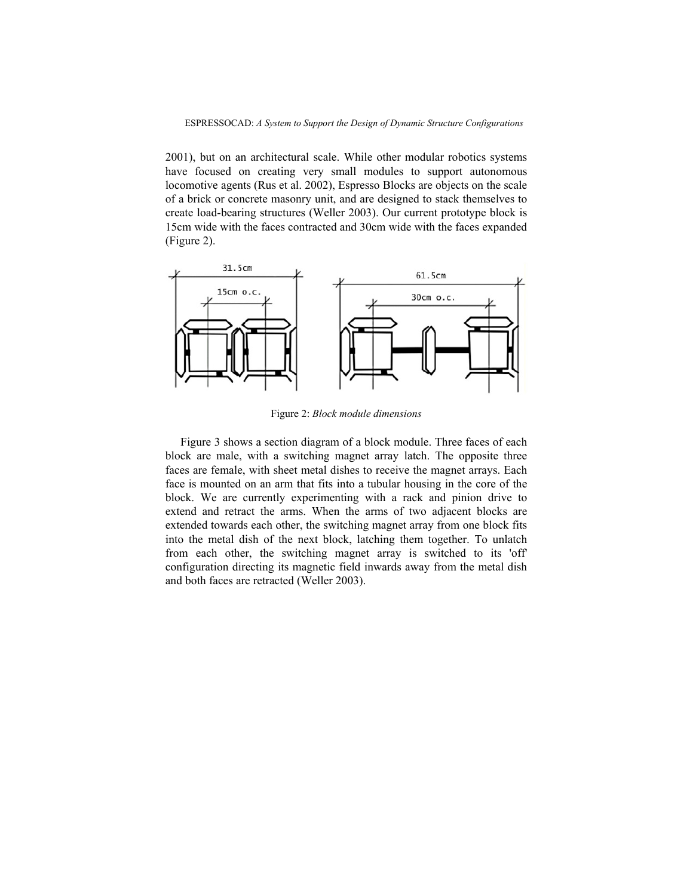2001), but on an architectural scale. While other modular robotics systems have focused on creating very small modules to support autonomous locomotive agents (Rus et al. 2002), Espresso Blocks are objects on the scale of a brick or concrete masonry unit, and are designed to stack themselves to create load-bearing structures (Weller 2003). Our current prototype block is 15cm wide with the faces contracted and 30cm wide with the faces expanded (Figure 2).

Figure 2: *Block module dimensions*

Figure 3 shows a section diagram of a block module. Three faces of each block are male, with a switching magnet array latch. The opposite three faces are female, with sheet metal dishes to receive the magnet arrays. Each face is mounted on an arm that fits into a tubular housing in the core of the block. We are currently experimenting with a rack and pinion drive to extend and retract the arms. When the arms of two adjacent blocks are extended towards each other, the switching magnet array from one block fits into the metal dish of the next block, latching them together. To unlatch from each other, the switching magnet array is switched to its 'off' configuration directing its magnetic field inwards away from the metal dish and both faces are retracted (Weller 2003).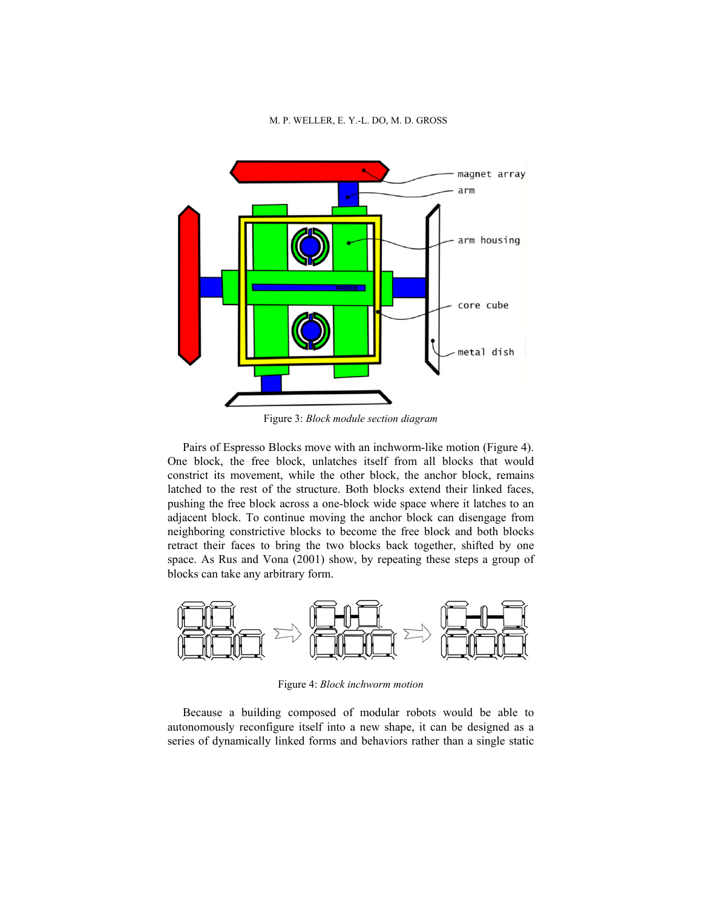Figure 3: *Block module section diagram*

Pairs of Espresso Blocks move with an inchworm-like motion (Figure 4). One block, the free block, unlatches itself from all blocks that would constrict its movement, while the other block, the anchor block, remains latched to the rest of the structure. Both blocks extend their linked faces, pushing the free block across a one-block wide space where it latches to an adjacent block. To continue moving the anchor block can disengage from neighboring constrictive blocks to become the free block and both blocks retract their faces to bring the two blocks back together, shifted by one space. As Rus and Vona (2001) show, by repeating these steps a group of blocks can take any arbitrary form.

Figure 4: *Block inchworm motion*

Because a building composed of modular robots would be able to autonomously reconfigure itself into a new shape, it can be designed as a series of dynamically linked forms and behaviors rather than a single static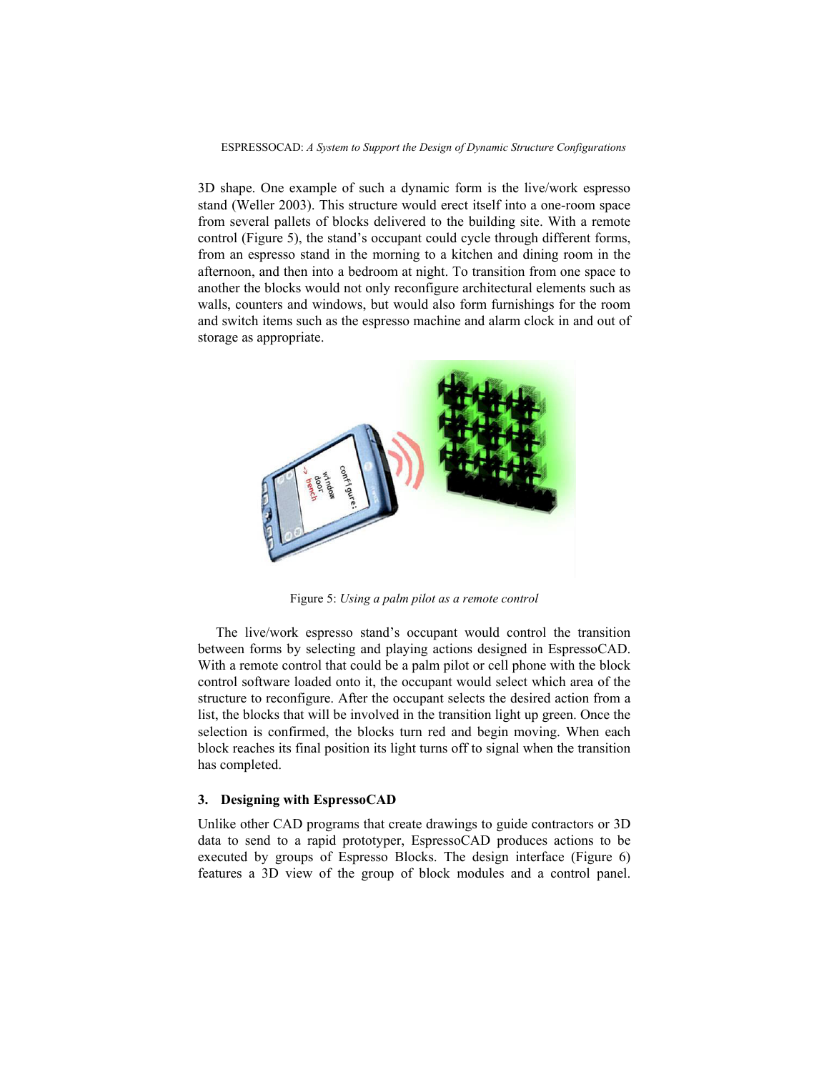3D shape. One example of such a dynamic form is the live/work espresso stand (Weller 2003). This structure would erect itself into a one-room space from several pallets of blocks delivered to the building site. With a remote control (Figure 5), the stand's occupant could cycle through different forms, from an espresso stand in the morning to a kitchen and dining room in the afternoon, and then into a bedroom at night. To transition from one space to another the blocks would not only reconfigure architectural elements such as walls, counters and windows, but would also form furnishings for the room and switch items such as the espresso machine and alarm clock in and out of storage as appropriate.

Figure 5: *Using a palm pilot as a remote control*

The live/work espresso stand's occupant would control the transition between forms by selecting and playing actions designed in EspressoCAD. With a remote control that could be a palm pilot or cell phone with the block control software loaded onto it, the occupant would select which area of the structure to reconfigure. After the occupant selects the desired action from a list, the blocks that will be involved in the transition light up green. Once the selection is confirmed, the blocks turn red and begin moving. When each block reaches its final position its light turns off to signal when the transition has completed.

## 3. Designing with EspressoCAD

Unlike other CAD programs that create drawings to guide contractors or 3D data to send to a rapid prototyper, EspressoCAD produces actions to be executed by groups of Espresso Blocks. The design interface (Figure 6) features a 3D view of the group of block modules and a control panel.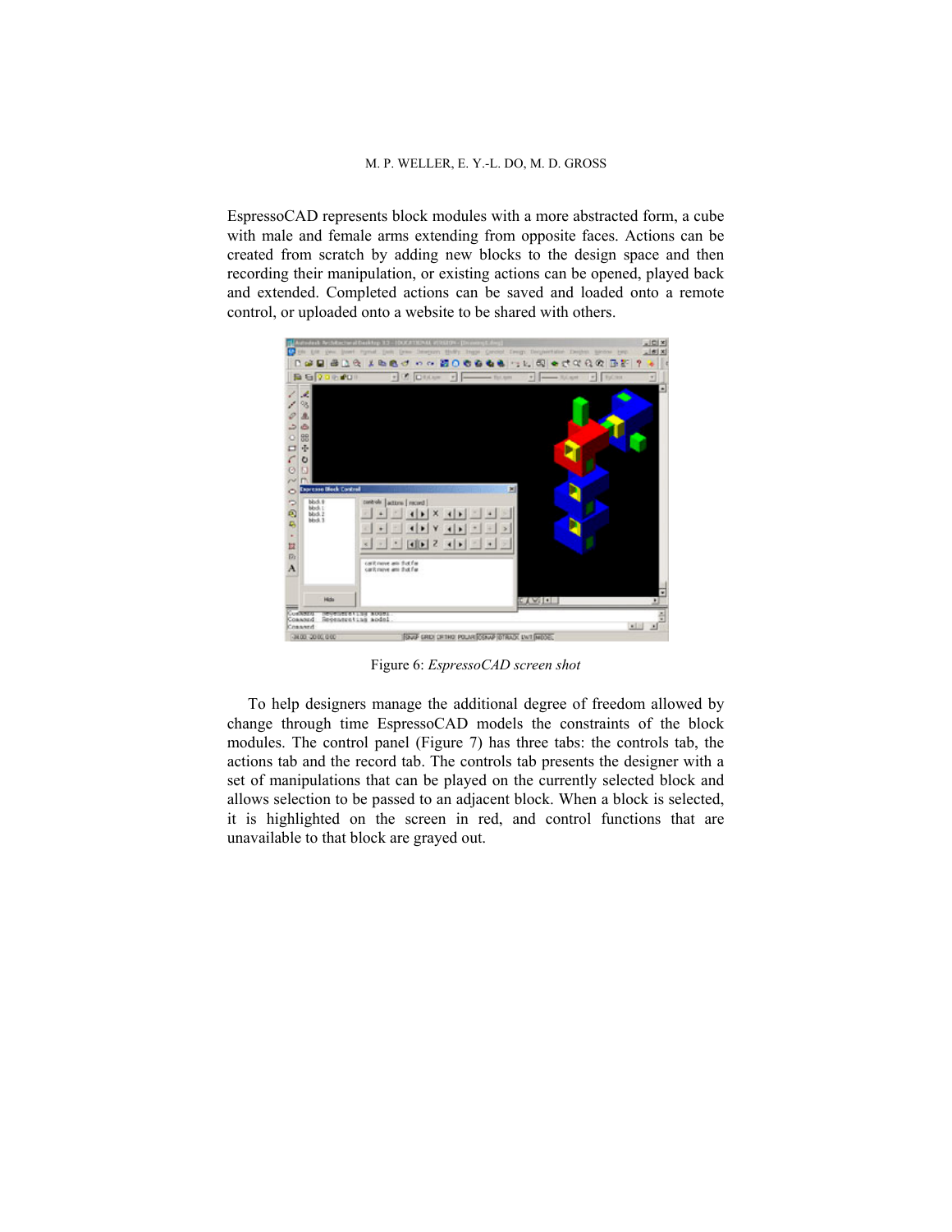EspressoCAD represents block modules with a more abstracted form, a cube with male and female arms extending from opposite faces. Actions can be created from scratch by adding new blocks to the design space and then recording their manipulation, or existing actions can be opened, played back and extended. Completed actions can be saved and loaded onto a remote control, or uploaded onto a website to be shared with others.

Figure 6: *EspressoCAD screen shot*

To help designers manage the additional degree of freedom allowed by change through time EspressoCAD models the constraints of the block modules. The control panel (Figure 7) has three tabs: the controls tab, the actions tab and the record tab. The controls tab presents the designer with a set of manipulations that can be played on the currently selected block and allows selection to be passed to an adjacent block. When a block is selected, it is highlighted on the screen in red, and control functions that are unavailable to that block are grayed out.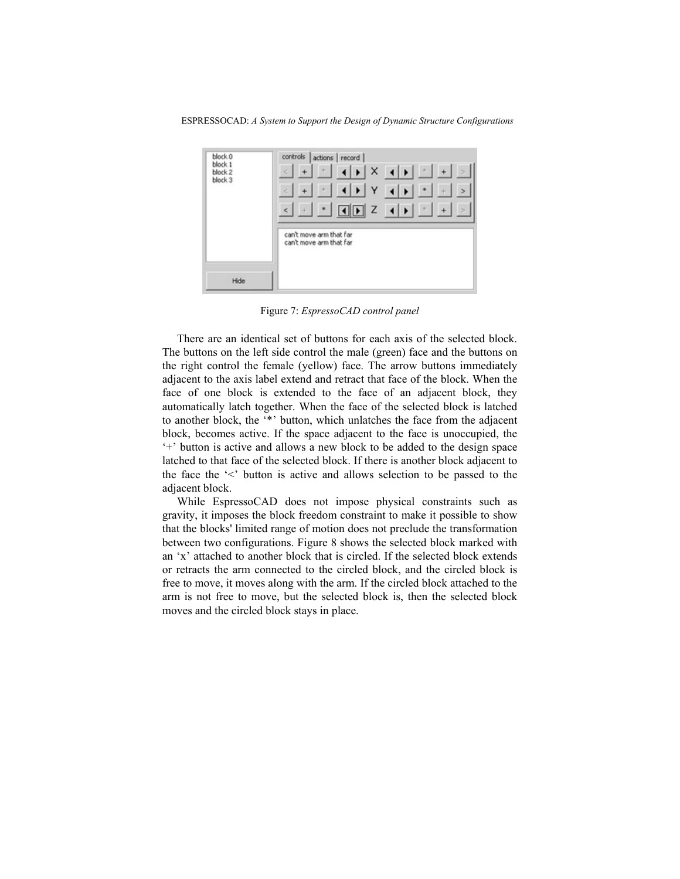Figure 7: *EspressoCAD control panel*

There are an identical set of buttons for each axis of the selected block. The buttons on the left side control the male (green) face and the buttons on the right control the female (yellow) face. The arrow buttons immediately adjacent to the axis label extend and retract that face of the block. When the face of one block is extended to the face of an adjacent block, they automatically latch together. When the face of the selected block is latched to another block, the '*' button, which unlatches the face from the adjacent block, becomes active. If the space adjacent to the face is unoccupied, the '+' button is active and allows a new block to be added to the design space latched to that face of the selected block. If there is another block adjacent to the face the '<' button is active and allows selection to be passed to the adjacent block.

While EspressoCAD does not impose physical constraints such as gravity, it imposes the block freedom constraint to make it possible to show that the blocks' limited range of motion does not preclude the transformation between two configurations. Figure 8 shows the selected block marked with an 'x' attached to another block that is circled. If the selected block extends or retracts the arm connected to the circled block, and the circled block is free to move, it moves along with the arm. If the circled block attached to the arm is not free to move, but the selected block is, then the selected block moves and the circled block stays in place.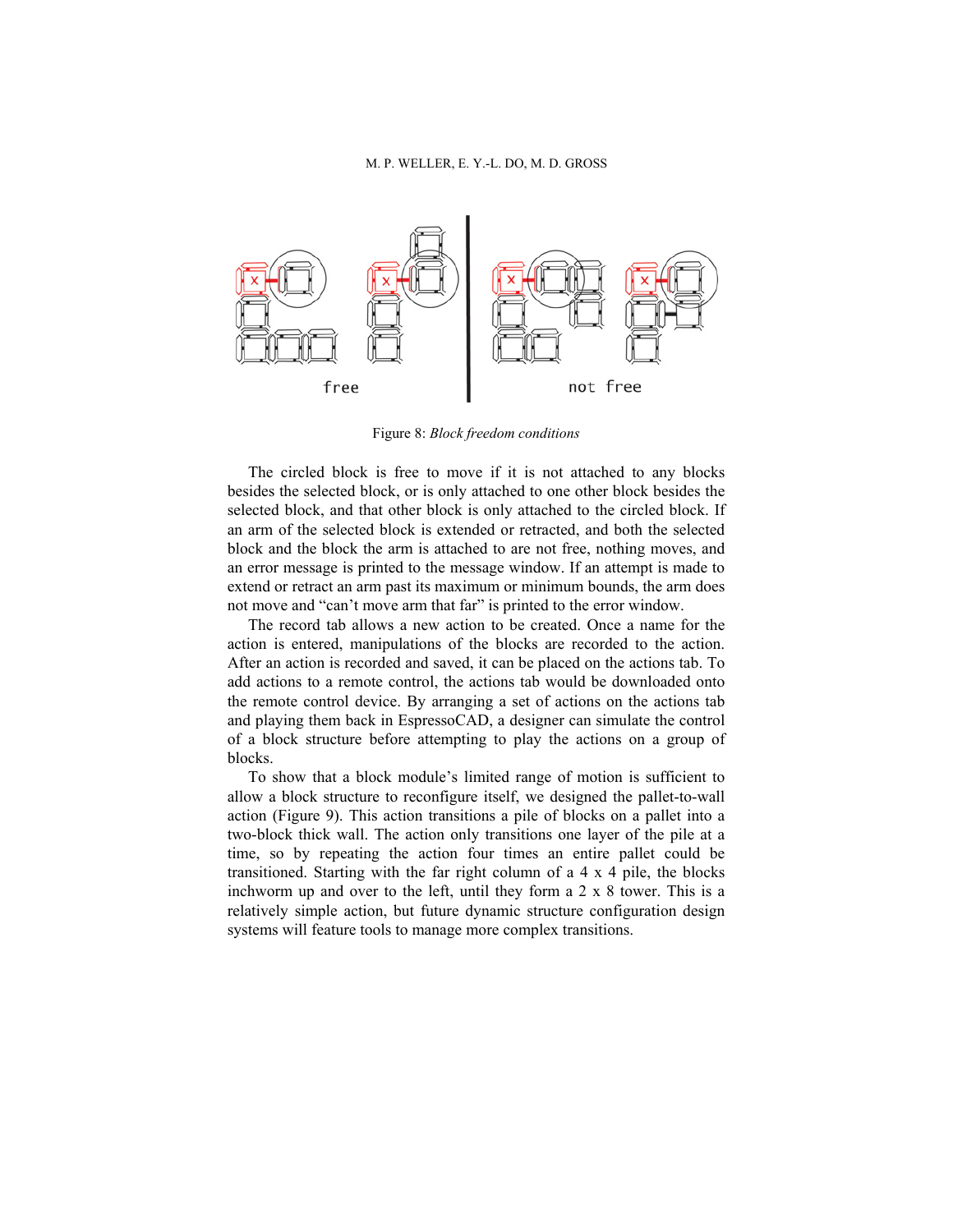free

not free

Figure 8: *Block freedom conditions*

The circled block is free to move if it is not attached to any blocks besides the selected block, or is only attached to one other block besides the selected block, and that other block is only attached to the circled block. If an arm of the selected block is extended or retracted, and both the selected block and the block the arm is attached to are not free, nothing moves, and an error message is printed to the message window. If an attempt is made to extend or retract an arm past its maximum or minimum bounds, the arm does not move and "can't move arm that far" is printed to the error window.

The record tab allows a new action to be created. Once a name for the action is entered, manipulations of the blocks are recorded to the action. After an action is recorded and saved, it can be placed on the actions tab. To add actions to a remote control, the actions tab would be downloaded onto the remote control device. By arranging a set of actions on the actions tab and playing them back in EspressoCAD, a designer can simulate the control of a block structure before attempting to play the actions on a group of blocks.

To show that a block module's limited range of motion is sufficient to allow a block structure to reconfigure itself, we designed the pallet-to-wall action (Figure 9). This action transitions a pile of blocks on a pallet into a two-block thick wall. The action only transitions one layer of the pile at a time, so by repeating the action four times an entire pallet could be transitioned. Starting with the far right column of a 4 x 4 pile, the blocks inchworm up and over to the left, until they form a 2 x 8 tower. This is a relatively simple action, but future dynamic structure configuration design systems will feature tools to manage more complex transitions.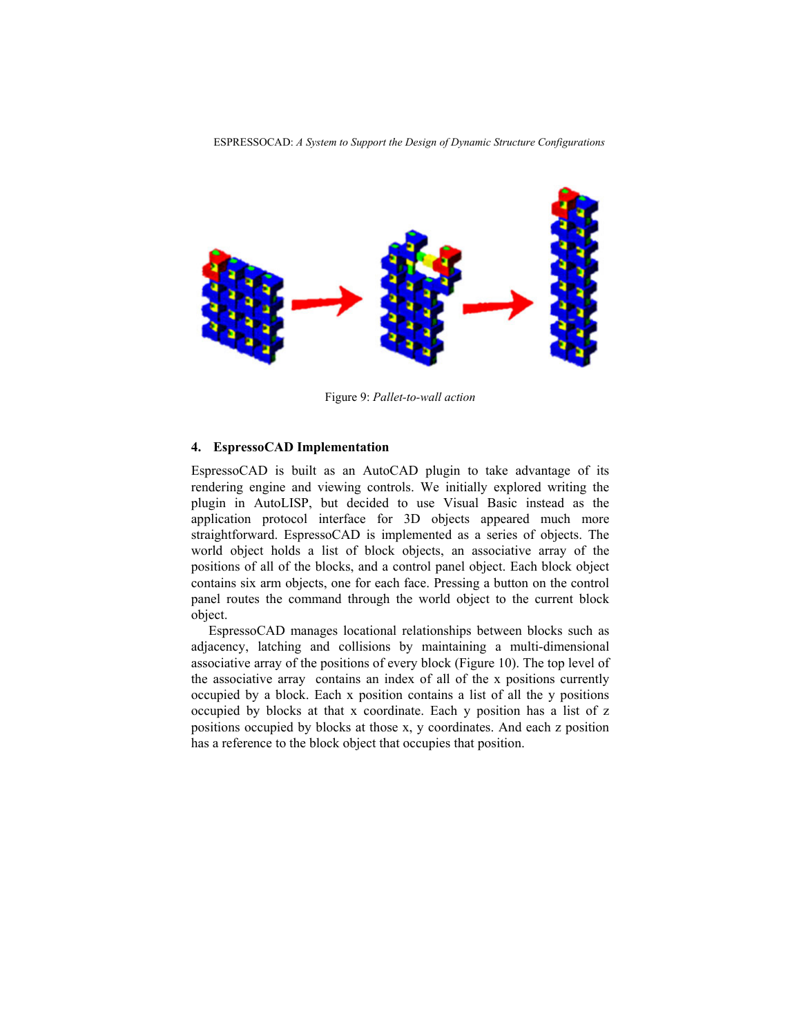Figure 9: *Pallet-to-wall action*

## 4. EspressoCAD Implementation

EspressoCAD is built as an AutoCAD plugin to take advantage of its rendering engine and viewing controls. We initially explored writing the plugin in AutoLISP, but decided to use Visual Basic instead as the application protocol interface for 3D objects appeared much more straightforward. EspressoCAD is implemented as a series of objects. The world object holds a list of block objects, an associative array of the positions of all of the blocks, and a control panel object. Each block object contains six arm objects, one for each face. Pressing a button on the control panel routes the command through the world object to the current block object.

EspressoCAD manages locational relationships between blocks such as adjacency, latching and collisions by maintaining a multi-dimensional associative array of the positions of every block (Figure 10). The top level of the associative array contains an index of all of the x positions currently occupied by a block. Each x position contains a list of all the y positions occupied by blocks at that x coordinate. Each y position has a list of z positions occupied by blocks at those x, y coordinates. And each z position has a reference to the block object that occupies that position.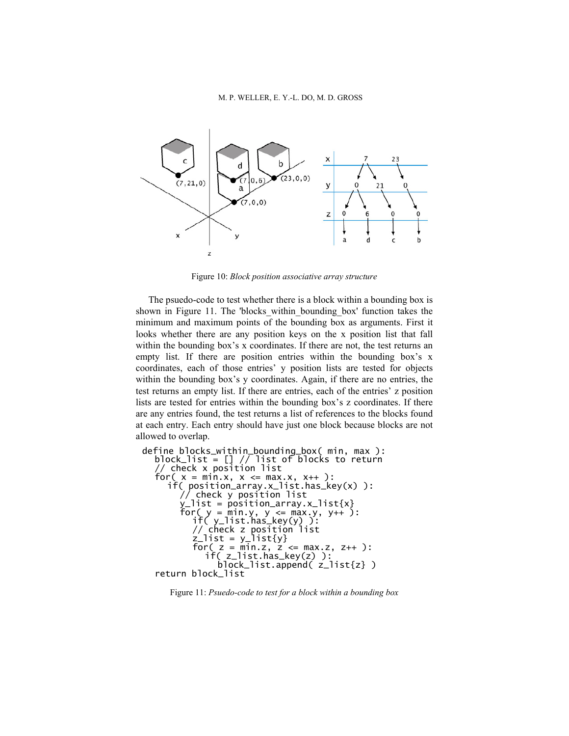Figure 10: *Block position associative array structure*

The psuedo-code to test whether there is a block within a bounding box is shown in Figure 11. The 'blocks_within_bounding_box' function takes the minimum and maximum points of the bounding box as arguments. First it looks whether there are any position keys on the x position list that fall within the bounding box's x coordinates. If there are not, the test returns an empty list. If there are position entries within the bounding box's x coordinates, each of those entries' y position lists are tested for objects within the bounding box's y coordinates. Again, if there are no entries, the test returns an empty list. If there are entries, each of the entries' z position lists are tested for entries within the bounding box's z coordinates. If there are any entries found, the test returns a list of references to the blocks found at each entry. Each entry should have just one block because blocks are not allowed to overlap.

```
define blocks_within_bounding_box( min, max ):
   block_list = [] // list of blocks to return
   // check x position list
   for( x = min.x, x <= max.x, x++ ):
      if( position_array.x_list.has_key(x) ):
         // check y position list
         y_list = position_array.x_list{x}
         for( y = min.y, y <= max.y, y++ ):
            if( y_list.has_key(y) ):
            // check z position list
            z_list = y_list{y}
            for( z = min.z, z <= max.z, z++ ):
               if( z_list.has_key(z) ):
                  block_list.append( z_list{z} )
   return block_list
```

Figure 11: *Psuedo-code to test for a block within a bounding box*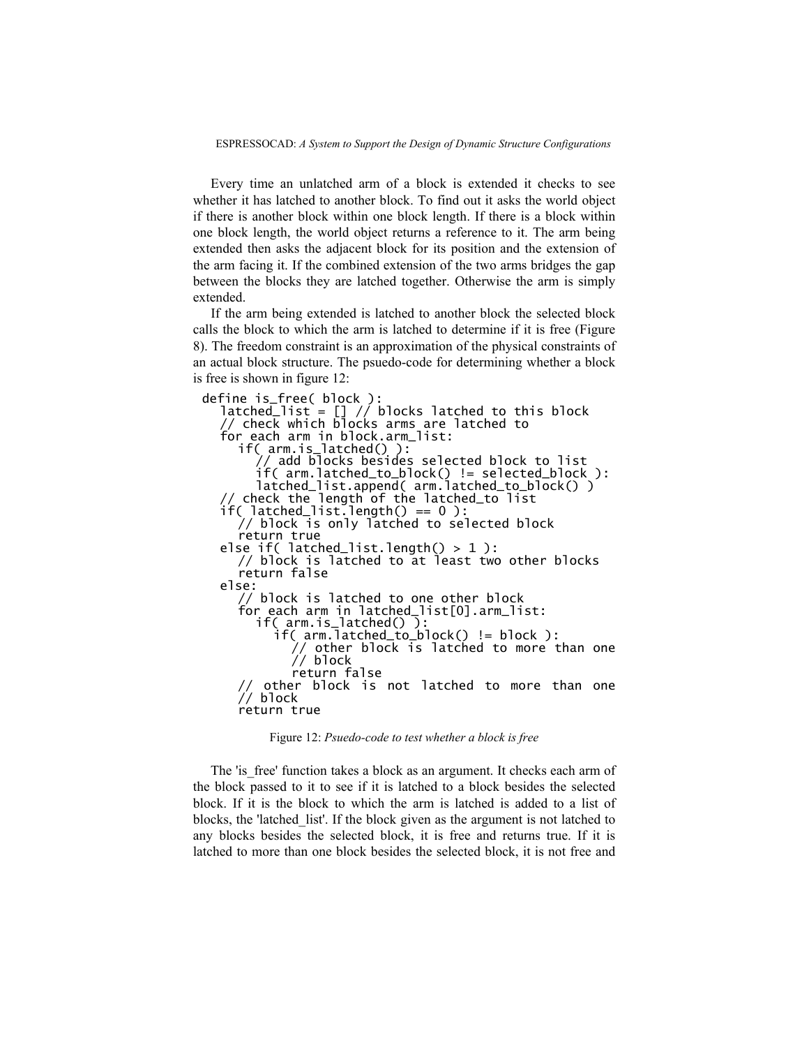Every time an unlatched arm of a block is extended it checks to see whether it has latched to another block. To find out it asks the world object if there is another block within one block length. If there is a block within one block length, the world object returns a reference to it. The arm being extended then asks the adjacent block for its position and the extension of the arm facing it. If the combined extension of the two arms bridges the gap between the blocks they are latched together. Otherwise the arm is simply extended.

If the arm being extended is latched to another block the selected block calls the block to which the arm is latched to determine if it is free (Figure 8). The freedom constraint is an approximation of the physical constraints of an actual block structure. The psuedo-code for determining whether a block is free is shown in figure 12:

```
define is_free( block ):
   latched_list = [] // blocks latched to this block
   // check which blocks arms are latched to
   for each arm in block.arm_list:
      if( arm.is_latched() ):
         // add blocks besides selected block to list
         if( arm.latched_to_block() != selected_block ):
         latched_list.append( arm.latched_to_block() )
   // check the length of the latched_to list
   if( latched_list.length() == 0 ):
      // block is only latched to selected block
      return true
   else if( latched_list.length() > 1 ):
      // block is latched to at least two other blocks
      return false
   else:
      // block is latched to one other block
      for each arm in latched_list[0].arm_list:
         if( arm.is_latched() ):
            if( arm.latched_to_block() != block ):
               // other block is latched to more than one
               // block
               return false
      // other block is not latched to more than one
      // block
      return true
```

Figure 12: *Psuedo-code to test whether a block is free*

The 'is_free' function takes a block as an argument. It checks each arm of the block passed to it to see if it is latched to a block besides the selected block. If it is the block to which the arm is latched is added to a list of blocks, the 'latched_list'. If the block given as the argument is not latched to any blocks besides the selected block, it is free and returns true. If it is latched to more than one block besides the selected block, it is not free and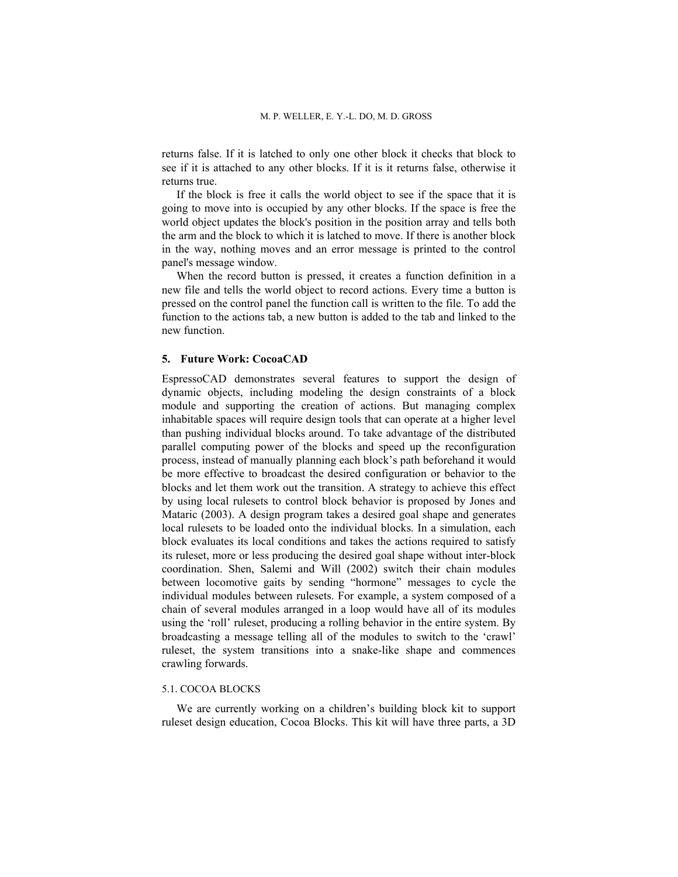returns false. If it is latched to only one other block it checks that block to see if it is attached to any other blocks. If it is it returns false, otherwise it returns true.

If the block is free it calls the world object to see if the space that it is going to move into is occupied by any other blocks. If the space is free the world object updates the block's position in the position array and tells both the arm and the block to which it is latched to move. If there is another block in the way, nothing moves and an error message is printed to the control panel's message window.

When the record button is pressed, it creates a function definition in a new file and tells the world object to record actions. Every time a button is pressed on the control panel the function call is written to the file. To add the function to the actions tab, a new button is added to the tab and linked to the new function.

## 5. Future Work: CocoaCAD

EspressoCAD demonstrates several features to support the design of dynamic objects, including modeling the design constraints of a block module and supporting the creation of actions. But managing complex inhabitable spaces will require design tools that can operate at a higher level than pushing individual blocks around. To take advantage of the distributed parallel computing power of the blocks and speed up the reconfiguration process, instead of manually planning each block's path beforehand it would be more effective to broadcast the desired configuration or behavior to the blocks and let them work out the transition. A strategy to achieve this effect by using local rulesets to control block behavior is proposed by Jones and Mataric (2003). A design program takes a desired goal shape and generates local rulesets to be loaded onto the individual blocks. In a simulation, each block evaluates its local conditions and takes the actions required to satisfy its ruleset, more or less producing the desired goal shape without inter-block coordination. Shen, Salemi and Will (2002) switch their chain modules between locomotive gaits by sending "hormone" messages to cycle the individual modules between rulesets. For example, a system composed of a chain of several modules arranged in a loop would have all of its modules using the 'roll' ruleset, producing a rolling behavior in the entire system. By broadcasting a message telling all of the modules to switch to the 'crawl' ruleset, the system transitions into a snake-like shape and commences crawling forwards.

### 5.1. COCOA BLOCKS

We are currently working on a children's building block kit to support ruleset design education, Cocoa Blocks. This kit will have three parts, a 3D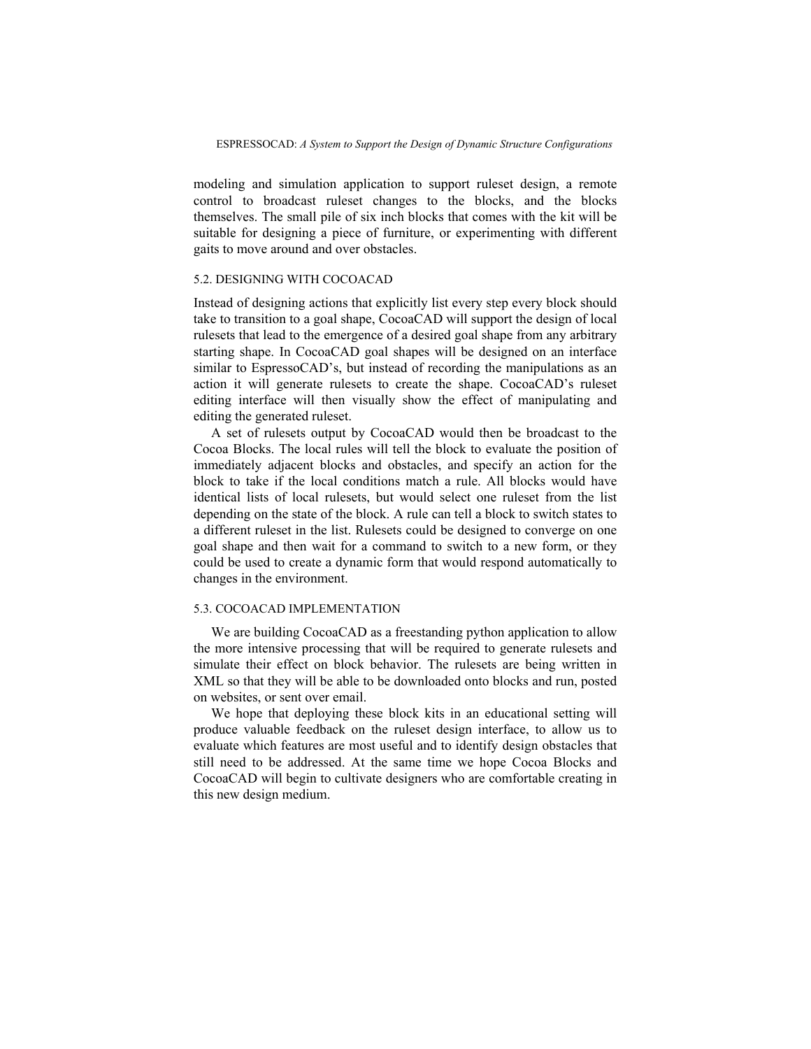modeling and simulation application to support ruleset design, a remote control to broadcast ruleset changes to the blocks, and the blocks themselves. The small pile of six inch blocks that comes with the kit will be suitable for designing a piece of furniture, or experimenting with different gaits to move around and over obstacles.

### 5.2. DESIGNING WITH COCOACAD

Instead of designing actions that explicitly list every step every block should take to transition to a goal shape, CocoaCAD will support the design of local rulesets that lead to the emergence of a desired goal shape from any arbitrary starting shape. In CocoaCAD goal shapes will be designed on an interface similar to EspressoCAD's, but instead of recording the manipulations as an action it will generate rulesets to create the shape. CocoaCAD's ruleset editing interface will then visually show the effect of manipulating and editing the generated ruleset.

A set of rulesets output by CocoaCAD would then be broadcast to the Cocoa Blocks. The local rules will tell the block to evaluate the position of immediately adjacent blocks and obstacles, and specify an action for the block to take if the local conditions match a rule. All blocks would have identical lists of local rulesets, but would select one ruleset from the list depending on the state of the block. A rule can tell a block to switch states to a different ruleset in the list. Rulesets could be designed to converge on one goal shape and then wait for a command to switch to a new form, or they could be used to create a dynamic form that would respond automatically to changes in the environment.

### 5.3. COCOACAD IMPLEMENTATION

We are building CocoaCAD as a freestanding python application to allow the more intensive processing that will be required to generate rulesets and simulate their effect on block behavior. The rulesets are being written in XML so that they will be able to be downloaded onto blocks and run, posted on websites, or sent over email.

We hope that deploying these block kits in an educational setting will produce valuable feedback on the ruleset design interface, to allow us to evaluate which features are most useful and to identify design obstacles that still need to be addressed. At the same time we hope Cocoa Blocks and CocoaCAD will begin to cultivate designers who are comfortable creating in this new design medium.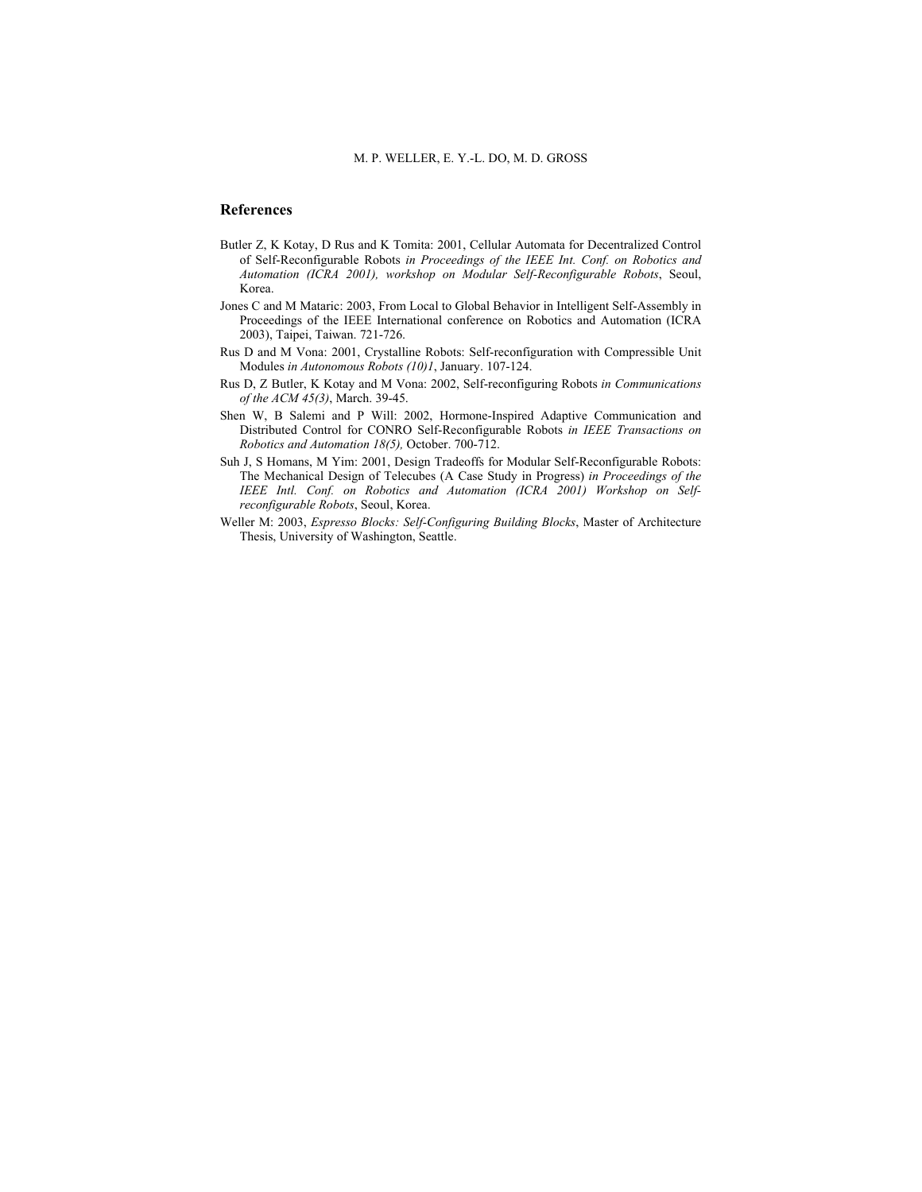## References

Butler Z, K Kotay, D Rus and K Tomita: 2001, Cellular Automata for Decentralized Control of Self-Reconfigurable Robots *in Proceedings of the IEEE Int. Conf. on Robotics and Automation (ICRA 2001), workshop on Modular Self-Reconfigurable Robots*, Seoul, Korea.

Jones C and M Mataric: 2003, From Local to Global Behavior in Intelligent Self-Assembly in Proceedings of the IEEE International conference on Robotics and Automation (ICRA 2003), Taipei, Taiwan. 721-726.

Rus D and M Vona: 2001, Crystalline Robots: Self-reconfiguration with Compressible Unit Modules *in Autonomous Robots (10)1*, January. 107-124.

Rus D, Z Butler, K Kotay and M Vona: 2002, Self-reconfiguring Robots *in Communications of the ACM 45(3)*, March. 39-45.

Shen W, B Salemi and P Will: 2002, Hormone-Inspired Adaptive Communication and Distributed Control for CONRO Self-Reconfigurable Robots *in IEEE Transactions on Robotics and Automation 18(5),* October. 700-712.

Suh J, S Homans, M Yim: 2001, Design Tradeoffs for Modular Self-Reconfigurable Robots: The Mechanical Design of Telecubes (A Case Study in Progress) *in Proceedings of the IEEE Intl. Conf. on Robotics and Automation (ICRA 2001) Workshop on Self-reconfigurable Robots*, Seoul, Korea.

Weller M: 2003, *Espresso Blocks: Self-Configuring Building Blocks*, Master of Architecture Thesis, University of Washington, Seattle.